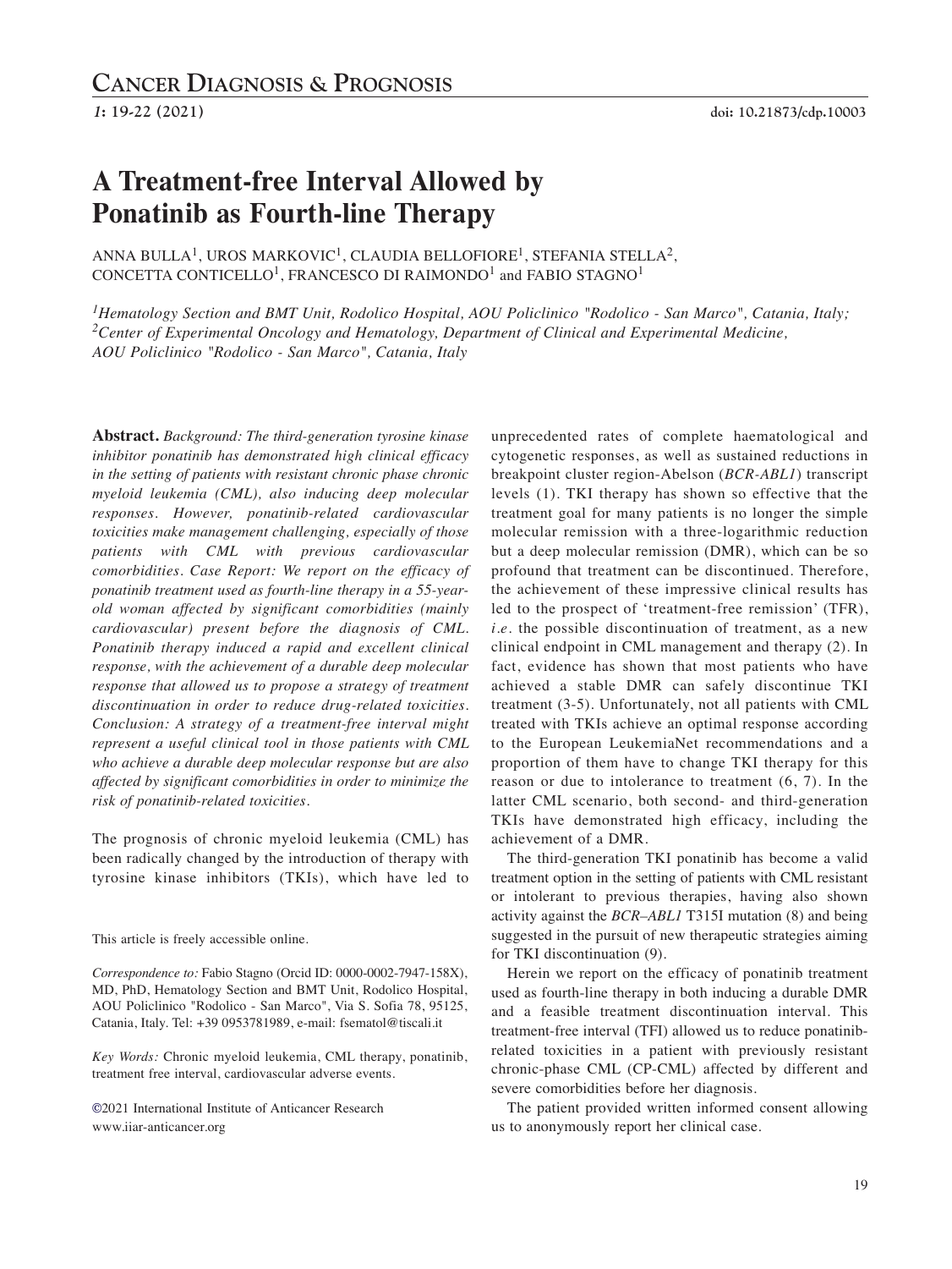# A Treatment-free Interval Allowed by Ponatinib as Fourth-line Therapy

ANNA BULLA[1], UROS MARKOVIC[1], CLAUDIA BELLOFIORE[1], STEFANIA STELLA[2], CONCETTA CONTICELLO[1], FRANCESCO DI RAIMONDO[1] and FABIO STAGNO[1]

*[1]Hematology Section and BMT Unit, Rodolico Hospital, AOU Policlinico "Rodolico - San Marco", Catania, Italy;*
*[2]Center of Experimental Oncology and Hematology, Department of Clinical and Experimental Medicine, AOU Policlinico "Rodolico - San Marco", Catania, Italy*

**Abstract.** *Background: The third-generation tyrosine kinase inhibitor ponatinib has demonstrated high clinical efficacy in the setting of patients with resistant chronic phase chronic myeloid leukemia (CML), also inducing deep molecular responses. However, ponatinib-related cardiovascular toxicities make management challenging, especially of those patients with CML with previous cardiovascular comorbidities. Case Report: We report on the efficacy of ponatinib treatment used as fourth-line therapy in a 55-year-old woman affected by significant comorbidities (mainly cardiovascular) present before the diagnosis of CML. Ponatinib therapy induced a rapid and excellent clinical response, with the achievement of a durable deep molecular response that allowed us to propose a strategy of treatment discontinuation in order to reduce drug-related toxicities. Conclusion: A strategy of a treatment-free interval might represent a useful clinical tool in those patients with CML who achieve a durable deep molecular response but are also affected by significant comorbidities in order to minimize the risk of ponatinib-related toxicities.*

The prognosis of chronic myeloid leukemia (CML) has been radically changed by the introduction of therapy with tyrosine kinase inhibitors (TKIs), which have led to unprecedented rates of complete haematological and cytogenetic responses, as well as sustained reductions in breakpoint cluster region-Abelson (*BCR-ABL1*) transcript levels (1). TKI therapy has shown so effective that the treatment goal for many patients is no longer the simple molecular remission with a three-logarithmic reduction but a deep molecular remission (DMR), which can be so profound that treatment can be discontinued. Therefore, the achievement of these impressive clinical results has led to the prospect of 'treatment-free remission' (TFR), *i.e.* the possible discontinuation of treatment, as a new clinical endpoint in CML management and therapy (2). In fact, evidence has shown that most patients who have achieved a stable DMR can safely discontinue TKI treatment (3-5). Unfortunately, not all patients with CML treated with TKIs achieve an optimal response according to the European LeukemiaNet recommendations and a proportion of them have to change TKI therapy for this reason or due to intolerance to treatment (6, 7). In the latter CML scenario, both second- and third-generation TKIs have demonstrated high efficacy, including the achievement of a DMR.

The third-generation TKI ponatinib has become a valid treatment option in the setting of patients with CML resistant or intolerant to previous therapies, having also shown activity against the *BCR–ABL1* T315I mutation (8) and being suggested in the pursuit of new therapeutic strategies aiming for TKI discontinuation (9).

Herein we report on the efficacy of ponatinib treatment used as fourth-line therapy in both inducing a durable DMR and a feasible treatment discontinuation interval. This treatment-free interval (TFI) allowed us to reduce ponatinib-related toxicities in a patient with previously resistant chronic-phase CML (CP-CML) affected by different and severe comorbidities before her diagnosis.

The patient provided written informed consent allowing us to anonymously report her clinical case.

This article is freely accessible online.

*Correspondence to:* Fabio Stagno (Orcid ID: 0000-0002-7947-158X), MD, PhD, Hematology Section and BMT Unit, Rodolico Hospital, AOU Policlinico "Rodolico - San Marco", Via S. Sofia 78, 95125, Catania, Italy. Tel: +39 0953781989, e-mail: fsematol@tiscali.it

*Key Words:* Chronic myeloid leukemia, CML therapy, ponatinib, treatment free interval, cardiovascular adverse events.

©2021 International Institute of Anticancer Research
www.iiar-anticancer.org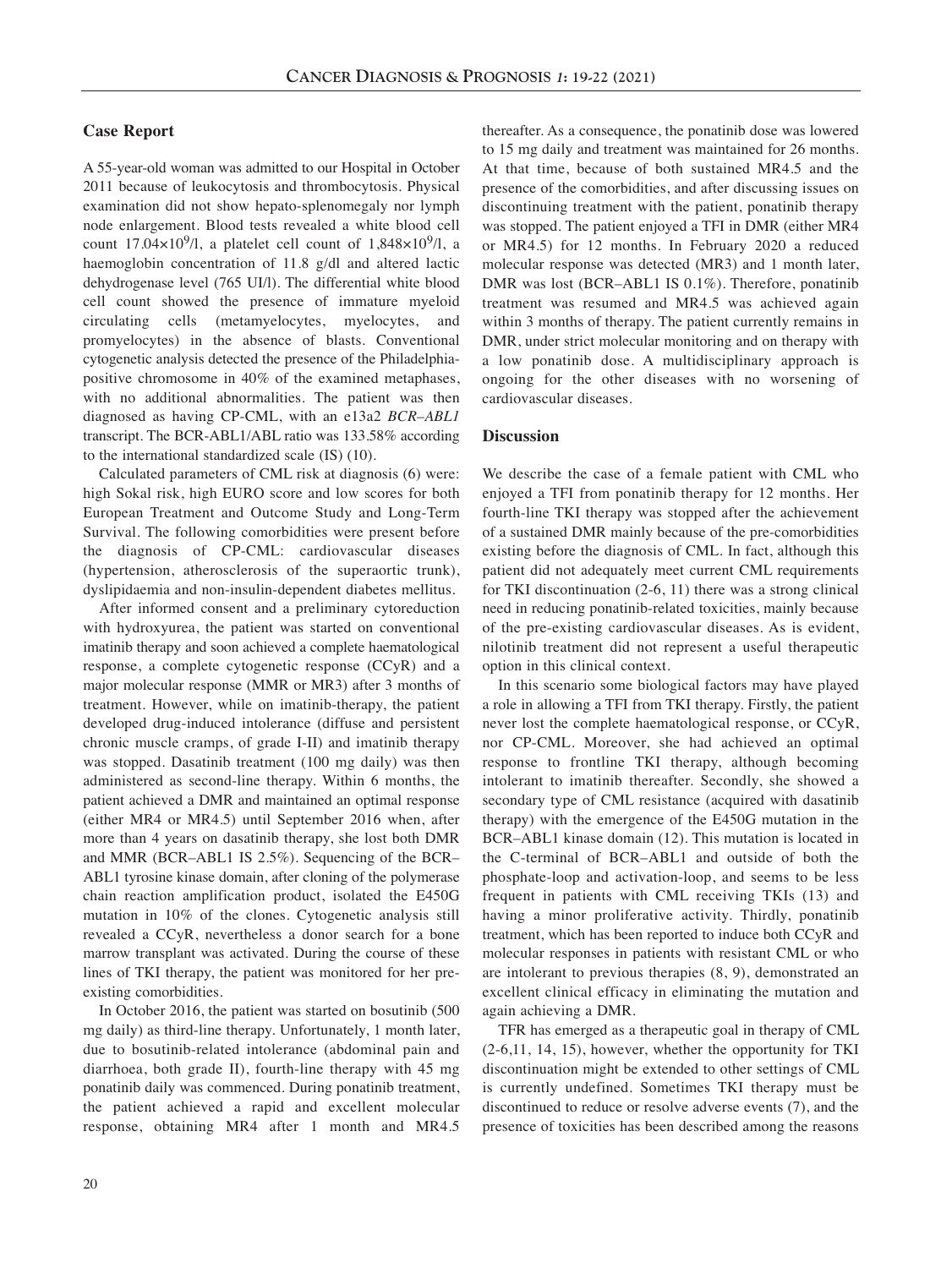## Case Report

A 55-year-old woman was admitted to our Hospital in October 2011 because of leukocytosis and thrombocytosis. Physical examination did not show hepato-splenomegaly nor lymph node enlargement. Blood tests revealed a white blood cell count $17.04 \times 10^9$/l, a platelet cell count of $1{,}848 \times 10^9$/l, a haemoglobin concentration of 11.8 g/dl and altered lactic dehydrogenase level (765 UI/l). The differential white blood cell count showed the presence of immature myeloid circulating cells (metamyelocytes, myelocytes, and promyelocytes) in the absence of blasts. Conventional cytogenetic analysis detected the presence of the Philadelphia-positive chromosome in 40% of the examined metaphases, with no additional abnormalities. The patient was then diagnosed as having CP-CML, with an e13a2 *BCR–ABL1* transcript. The BCR-ABL1/ABL ratio was 133.58% according to the international standardized scale (IS) (10).

Calculated parameters of CML risk at diagnosis (6) were: high Sokal risk, high EURO score and low scores for both European Treatment and Outcome Study and Long-Term Survival. The following comorbidities were present before the diagnosis of CP-CML: cardiovascular diseases (hypertension, atherosclerosis of the superaortic trunk), dyslipidaemia and non-insulin-dependent diabetes mellitus.

After informed consent and a preliminary cytoreduction with hydroxyurea, the patient was started on conventional imatinib therapy and soon achieved a complete haematological response, a complete cytogenetic response (CCyR) and a major molecular response (MMR or MR3) after 3 months of treatment. However, while on imatinib-therapy, the patient developed drug-induced intolerance (diffuse and persistent chronic muscle cramps, of grade I-II) and imatinib therapy was stopped. Dasatinib treatment (100 mg daily) was then administered as second-line therapy. Within 6 months, the patient achieved a DMR and maintained an optimal response (either MR4 or MR4.5) until September 2016 when, after more than 4 years on dasatinib therapy, she lost both DMR and MMR (BCR–ABL1 IS 2.5%). Sequencing of the BCR–ABL1 tyrosine kinase domain, after cloning of the polymerase chain reaction amplification product, isolated the E450G mutation in 10% of the clones. Cytogenetic analysis still revealed a CCyR, nevertheless a donor search for a bone marrow transplant was activated. During the course of these lines of TKI therapy, the patient was monitored for her pre-existing comorbidities.

In October 2016, the patient was started on bosutinib (500 mg daily) as third-line therapy. Unfortunately, 1 month later, due to bosutinib-related intolerance (abdominal pain and diarrhoea, both grade II), fourth-line therapy with 45 mg ponatinib daily was commenced. During ponatinib treatment, the patient achieved a rapid and excellent molecular response, obtaining MR4 after 1 month and MR4.5 thereafter. As a consequence, the ponatinib dose was lowered to 15 mg daily and treatment was maintained for 26 months. At that time, because of both sustained MR4.5 and the presence of the comorbidities, and after discussing issues on discontinuing treatment with the patient, ponatinib therapy was stopped. The patient enjoyed a TFI in DMR (either MR4 or MR4.5) for 12 months. In February 2020 a reduced molecular response was detected (MR3) and 1 month later, DMR was lost (BCR–ABL1 IS 0.1%). Therefore, ponatinib treatment was resumed and MR4.5 was achieved again within 3 months of therapy. The patient currently remains in DMR, under strict molecular monitoring and on therapy with a low ponatinib dose. A multidisciplinary approach is ongoing for the other diseases with no worsening of cardiovascular diseases.

## Discussion

We describe the case of a female patient with CML who enjoyed a TFI from ponatinib therapy for 12 months. Her fourth-line TKI therapy was stopped after the achievement of a sustained DMR mainly because of the pre-comorbidities existing before the diagnosis of CML. In fact, although this patient did not adequately meet current CML requirements for TKI discontinuation (2-6, 11) there was a strong clinical need in reducing ponatinib-related toxicities, mainly because of the pre-existing cardiovascular diseases. As is evident, nilotinib treatment did not represent a useful therapeutic option in this clinical context.

In this scenario some biological factors may have played a role in allowing a TFI from TKI therapy. Firstly, the patient never lost the complete haematological response, or CCyR, nor CP-CML. Moreover, she had achieved an optimal response to frontline TKI therapy, although becoming intolerant to imatinib thereafter. Secondly, she showed a secondary type of CML resistance (acquired with dasatinib therapy) with the emergence of the E450G mutation in the BCR–ABL1 kinase domain (12). This mutation is located in the C-terminal of BCR–ABL1 and outside of both the phosphate-loop and activation-loop, and seems to be less frequent in patients with CML receiving TKIs (13) and having a minor proliferative activity. Thirdly, ponatinib treatment, which has been reported to induce both CCyR and molecular responses in patients with resistant CML or who are intolerant to previous therapies (8, 9), demonstrated an excellent clinical efficacy in eliminating the mutation and again achieving a DMR.

TFR has emerged as a therapeutic goal in therapy of CML (2-6,11, 14, 15), however, whether the opportunity for TKI discontinuation might be extended to other settings of CML is currently undefined. Sometimes TKI therapy must be discontinued to reduce or resolve adverse events (7), and the presence of toxicities has been described among the reasons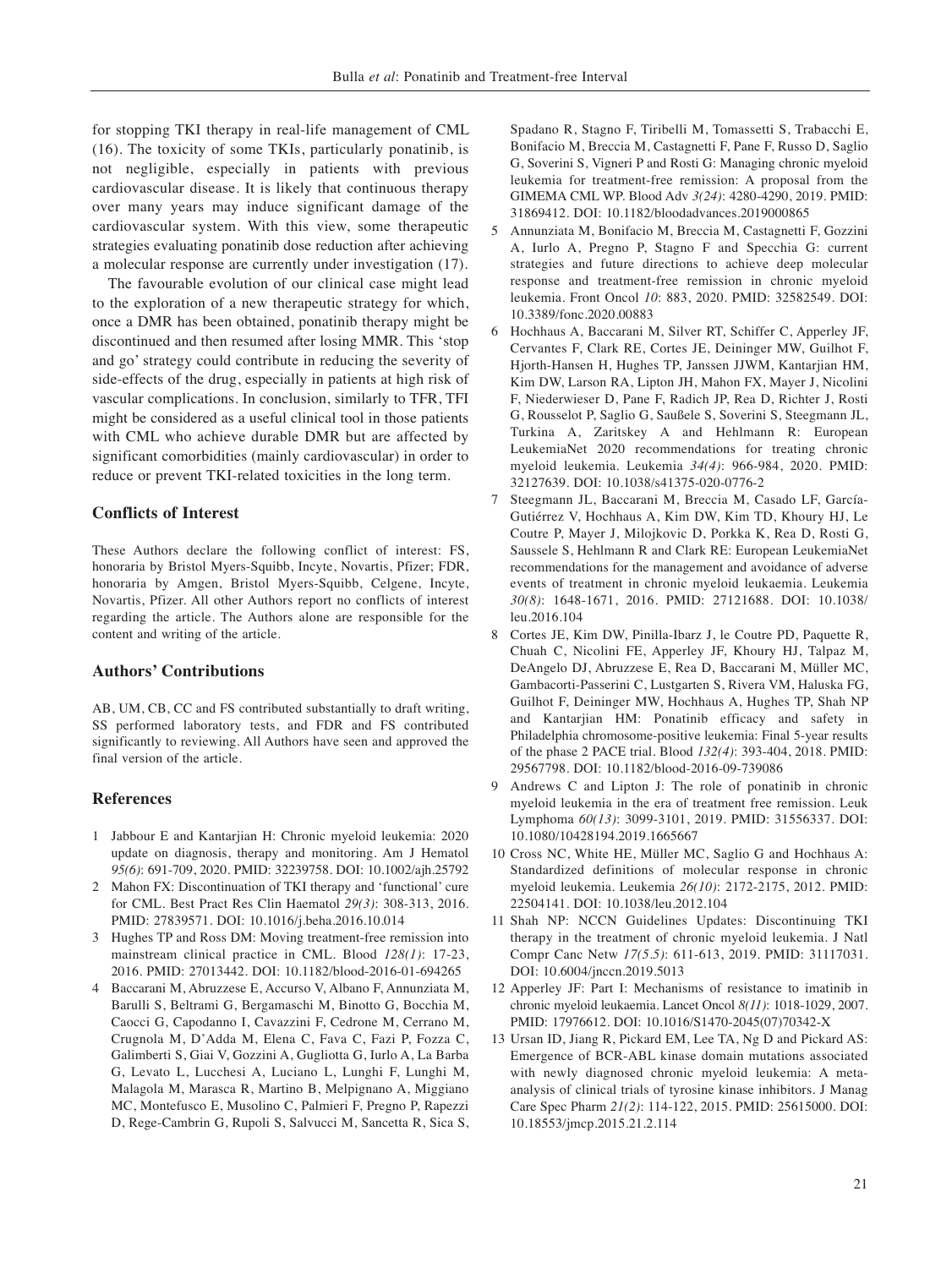for stopping TKI therapy in real-life management of CML (16). The toxicity of some TKIs, particularly ponatinib, is not negligible, especially in patients with previous cardiovascular disease. It is likely that continuous therapy over many years may induce significant damage of the cardiovascular system. With this view, some therapeutic strategies evaluating ponatinib dose reduction after achieving a molecular response are currently under investigation (17).

The favourable evolution of our clinical case might lead to the exploration of a new therapeutic strategy for which, once a DMR has been obtained, ponatinib therapy might be discontinued and then resumed after losing MMR. This 'stop and go' strategy could contribute in reducing the severity of side-effects of the drug, especially in patients at high risk of vascular complications. In conclusion, similarly to TFR, TFI might be considered as a useful clinical tool in those patients with CML who achieve durable DMR but are affected by significant comorbidities (mainly cardiovascular) in order to reduce or prevent TKI-related toxicities in the long term.

## Conflicts of Interest

These Authors declare the following conflict of interest: FS, honoraria by Bristol Myers-Squibb, Incyte, Novartis, Pfizer; FDR, honoraria by Amgen, Bristol Myers-Squibb, Celgene, Incyte, Novartis, Pfizer. All other Authors report no conflicts of interest regarding the article. The Authors alone are responsible for the content and writing of the article.

## Authors' Contributions

AB, UM, CB, CC and FS contributed substantially to draft writing, SS performed laboratory tests, and FDR and FS contributed significantly to reviewing. All Authors have seen and approved the final version of the article.

## References

1. Jabbour E and Kantarjian H: Chronic myeloid leukemia: 2020 update on diagnosis, therapy and monitoring. Am J Hematol *95(6)*: 691-709, 2020. PMID: 32239758. DOI: 10.1002/ajh.25792
2. Mahon FX: Discontinuation of TKI therapy and 'functional' cure for CML. Best Pract Res Clin Haematol *29(3)*: 308-313, 2016. PMID: 27839571. DOI: 10.1016/j.beha.2016.10.014
3. Hughes TP and Ross DM: Moving treatment-free remission into mainstream clinical practice in CML. Blood *128(1)*: 17-23, 2016. PMID: 27013442. DOI: 10.1182/blood-2016-01-694265
4. Baccarani M, Abruzzese E, Accurso V, Albano F, Annunziata M, Barulli S, Beltrami G, Bergamaschi M, Binotto G, Bocchia M, Caocci G, Capodanno I, Cavazzini F, Cedrone M, Cerrano M, Crugnola M, D'Adda M, Elena C, Fava C, Fazi P, Fozza C, Galimberti S, Giai V, Gozzini A, Gugliotta G, Iurlo A, La Barba G, Levato L, Lucchesi A, Luciano L, Lunghi F, Lunghi M, Malagola M, Marasca R, Martino B, Melpignano A, Miggiano MC, Montefusco E, Musolino C, Palmieri F, Pregno P, Rapezzi D, Rege-Cambrin G, Rupoli S, Salvucci M, Sancetta R, Sica S, Spadano R, Stagno F, Tiribelli M, Tomassetti S, Trabacchi E, Bonifacio M, Breccia M, Castagnetti F, Pane F, Russo D, Saglio G, Soverini S, Vigneri P and Rosti G: Managing chronic myeloid leukemia for treatment-free remission: A proposal from the GIMEMA CML WP. Blood Adv *3(24)*: 4280-4290, 2019. PMID: 31869412. DOI: 10.1182/bloodadvances.2019000865
5. Annunziata M, Bonifacio M, Breccia M, Castagnetti F, Gozzini A, Iurlo A, Pregno P, Stagno F and Specchia G: current strategies and future directions to achieve deep molecular response and treatment-free remission in chronic myeloid leukemia. Front Oncol *10*: 883, 2020. PMID: 32582549. DOI: 10.3389/fonc.2020.00883
6. Hochhaus A, Baccarani M, Silver RT, Schiffer C, Apperley JF, Cervantes F, Clark RE, Cortes JE, Deininger MW, Guilhot F, Hjorth-Hansen H, Hughes TP, Janssen JJWM, Kantarjian HM, Kim DW, Larson RA, Lipton JH, Mahon FX, Mayer J, Nicolini F, Niederwieser D, Pane F, Radich JP, Rea D, Richter J, Rosti G, Rousselot P, Saglio G, Saußele S, Soverini S, Steegmann JL, Turkina A, Zaritskey A and Hehlmann R: European LeukemiaNet 2020 recommendations for treating chronic myeloid leukemia. Leukemia *34(4)*: 966-984, 2020. PMID: 32127639. DOI: 10.1038/s41375-020-0776-2
7. Steegmann JL, Baccarani M, Breccia M, Casado LF, García-Gutiérrez V, Hochhaus A, Kim DW, Kim TD, Khoury HJ, Le Coutre P, Mayer J, Milojkovic D, Porkka K, Rea D, Rosti G, Saussele S, Hehlmann R and Clark RE: European LeukemiaNet recommendations for the management and avoidance of adverse events of treatment in chronic myeloid leukaemia. Leukemia *30(8)*: 1648-1671, 2016. PMID: 27121688. DOI: 10.1038/leu.2016.104
8. Cortes JE, Kim DW, Pinilla-Ibarz J, le Coutre PD, Paquette R, Chuah C, Nicolini FE, Apperley JF, Khoury HJ, Talpaz M, DeAngelo DJ, Abruzzese E, Rea D, Baccarani M, Müller MC, Gambacorti-Passerini C, Lustgarten S, Rivera VM, Haluska FG, Guilhot F, Deininger MW, Hochhaus A, Hughes TP, Shah NP and Kantarjian HM: Ponatinib efficacy and safety in Philadelphia chromosome-positive leukemia: Final 5-year results of the phase 2 PACE trial. Blood *132(4)*: 393-404, 2018. PMID: 29567798. DOI: 10.1182/blood-2016-09-739086
9. Andrews C and Lipton J: The role of ponatinib in chronic myeloid leukemia in the era of treatment free remission. Leuk Lymphoma *60(13)*: 3099-3101, 2019. PMID: 31556337. DOI: 10.1080/10428194.2019.1665667
10. Cross NC, White HE, Müller MC, Saglio G and Hochhaus A: Standardized definitions of molecular response in chronic myeloid leukemia. Leukemia *26(10)*: 2172-2175, 2012. PMID: 22504141. DOI: 10.1038/leu.2012.104
11. Shah NP: NCCN Guidelines Updates: Discontinuing TKI therapy in the treatment of chronic myeloid leukemia. J Natl Compr Canc Netw *17(5.5)*: 611-613, 2019. PMID: 31117031. DOI: 10.6004/jnccn.2019.5013
12. Apperley JF: Part I: Mechanisms of resistance to imatinib in chronic myeloid leukaemia. Lancet Oncol *8(11)*: 1018-1029, 2007. PMID: 17976612. DOI: 10.1016/S1470-2045(07)70342-X
13. Ursan ID, Jiang R, Pickard EM, Lee TA, Ng D and Pickard AS: Emergence of BCR-ABL kinase domain mutations associated with newly diagnosed chronic myeloid leukemia: A meta-analysis of clinical trials of tyrosine kinase inhibitors. J Manag Care Spec Pharm *21(2)*: 114-122, 2015. PMID: 25615000. DOI: 10.18553/jmcp.2015.21.2.114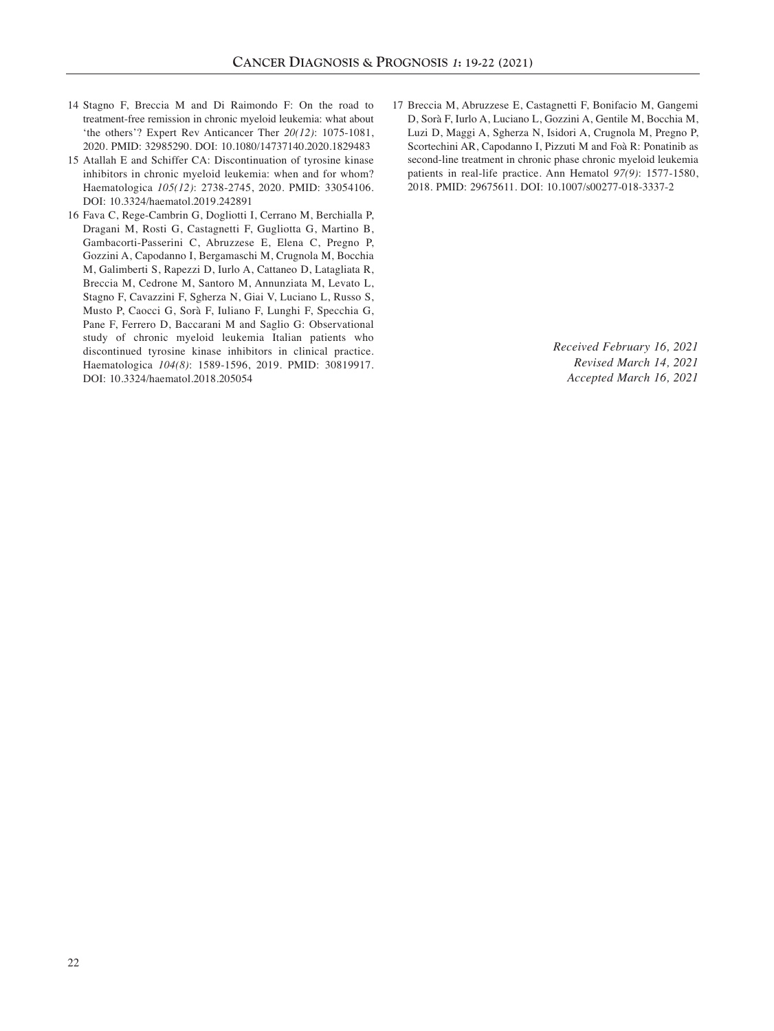14 Stagno F, Breccia M and Di Raimondo F: On the road to treatment-free remission in chronic myeloid leukemia: what about 'the others'? Expert Rev Anticancer Ther *20(12)*: 1075-1081, 2020. PMID: 32985290. DOI: 10.1080/14737140.2020.1829483

15 Atallah E and Schiffer CA: Discontinuation of tyrosine kinase inhibitors in chronic myeloid leukemia: when and for whom? Haematologica *105(12)*: 2738-2745, 2020. PMID: 33054106. DOI: 10.3324/haematol.2019.242891

16 Fava C, Rege-Cambrin G, Dogliotti I, Cerrano M, Berchialla P, Dragani M, Rosti G, Castagnetti F, Gugliotta G, Martino B, Gambacorti-Passerini C, Abruzzese E, Elena C, Pregno P, Gozzini A, Capodanno I, Bergamaschi M, Crugnola M, Bocchia M, Galimberti S, Rapezzi D, Iurlo A, Cattaneo D, Latagliata R, Breccia M, Cedrone M, Santoro M, Annunziata M, Levato L, Stagno F, Cavazzini F, Sgherza N, Giai V, Luciano L, Russo S, Musto P, Caocci G, Sorà F, Iuliano F, Lunghi F, Specchia G, Pane F, Ferrero D, Baccarani M and Saglio G: Observational study of chronic myeloid leukemia Italian patients who discontinued tyrosine kinase inhibitors in clinical practice. Haematologica *104(8)*: 1589-1596, 2019. PMID: 30819917. DOI: 10.3324/haematol.2018.205054

17 Breccia M, Abruzzese E, Castagnetti F, Bonifacio M, Gangemi D, Sorà F, Iurlo A, Luciano L, Gozzini A, Gentile M, Bocchia M, Luzi D, Maggi A, Sgherza N, Isidori A, Crugnola M, Pregno P, Scortechini AR, Capodanno I, Pizzuti M and Foà R: Ponatinib as second-line treatment in chronic phase chronic myeloid leukemia patients in real-life practice. Ann Hematol *97(9)*: 1577-1580, 2018. PMID: 29675611. DOI: 10.1007/s00277-018-3337-2

*Received February 16, 2021*
*Revised March 14, 2021*
*Accepted March 16, 2021*